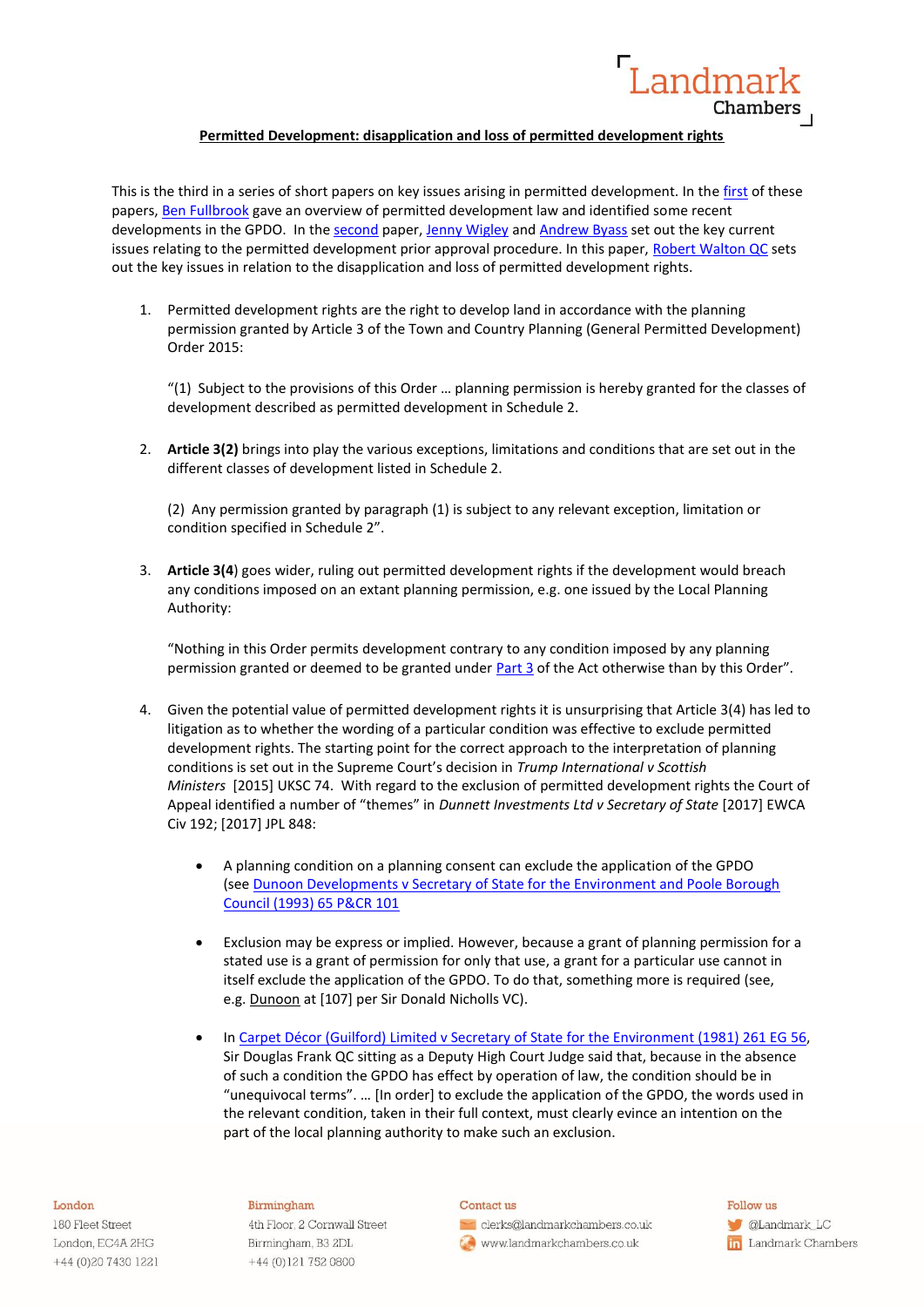**Permitted Development: disapplication and loss of permitted development rights**

This is the third in a series of short papers on key issues arising in permitted development. In the first of these papers, Ben Fullbrook gave an overview of permitted development law and identified some recent developments in the GPDO. In the second paper, Jenny Wigley and Andrew Byass set out the key current issues relating to the permitted development prior approval procedure. In this paper, Robert Walton QC sets out the key issues in relation to the disapplication and loss of permitted development rights.

1. Permitted development rights are the right to develop land in accordance with the planning permission granted by Article 3 of the Town and Country Planning (General Permitted Development) Order 2015:

   "(1) Subject to the provisions of this Order … planning permission is hereby granted for the classes of development described as permitted development in Schedule 2.

2. **Article 3(2)** brings into play the various exceptions, limitations and conditions that are set out in the different classes of development listed in Schedule 2.

   (2) Any permission granted by paragraph (1) is subject to any relevant exception, limitation or condition specified in Schedule 2".

3. **Article 3(4**) goes wider, ruling out permitted development rights if the development would breach any conditions imposed on an extant planning permission, e.g. one issued by the Local Planning Authority:

   "Nothing in this Order permits development contrary to any condition imposed by any planning permission granted or deemed to be granted under Part 3 of the Act otherwise than by this Order".

4. Given the potential value of permitted development rights it is unsurprising that Article 3(4) has led to litigation as to whether the wording of a particular condition was effective to exclude permitted development rights. The starting point for the correct approach to the interpretation of planning conditions is set out in the Supreme Court's decision in *Trump International v Scottish Ministers* [2015] UKSC 74. With regard to the exclusion of permitted development rights the Court of Appeal identified a number of "themes" in *Dunnett Investments Ltd v Secretary of State* [2017] EWCA Civ 192; [2017] JPL 848:

   - A planning condition on a planning consent can exclude the application of the GPDO (see Dunoon Developments v Secretary of State for the Environment and Poole Borough Council (1993) 65 P&CR 101

   - Exclusion may be express or implied. However, because a grant of planning permission for a stated use is a grant of permission for only that use, a grant for a particular use cannot in itself exclude the application of the GPDO. To do that, something more is required (see, e.g. Dunoon at [107] per Sir Donald Nicholls VC).

   - In Carpet Décor (Guilford) Limited v Secretary of State for the Environment (1981) 261 EG 56, Sir Douglas Frank QC sitting as a Deputy High Court Judge said that, because in the absence of such a condition the GPDO has effect by operation of law, the condition should be in "unequivocal terms". … [In order] to exclude the application of the GPDO, the words used in the relevant condition, taken in their full context, must clearly evince an intention on the part of the local planning authority to make such an exclusion.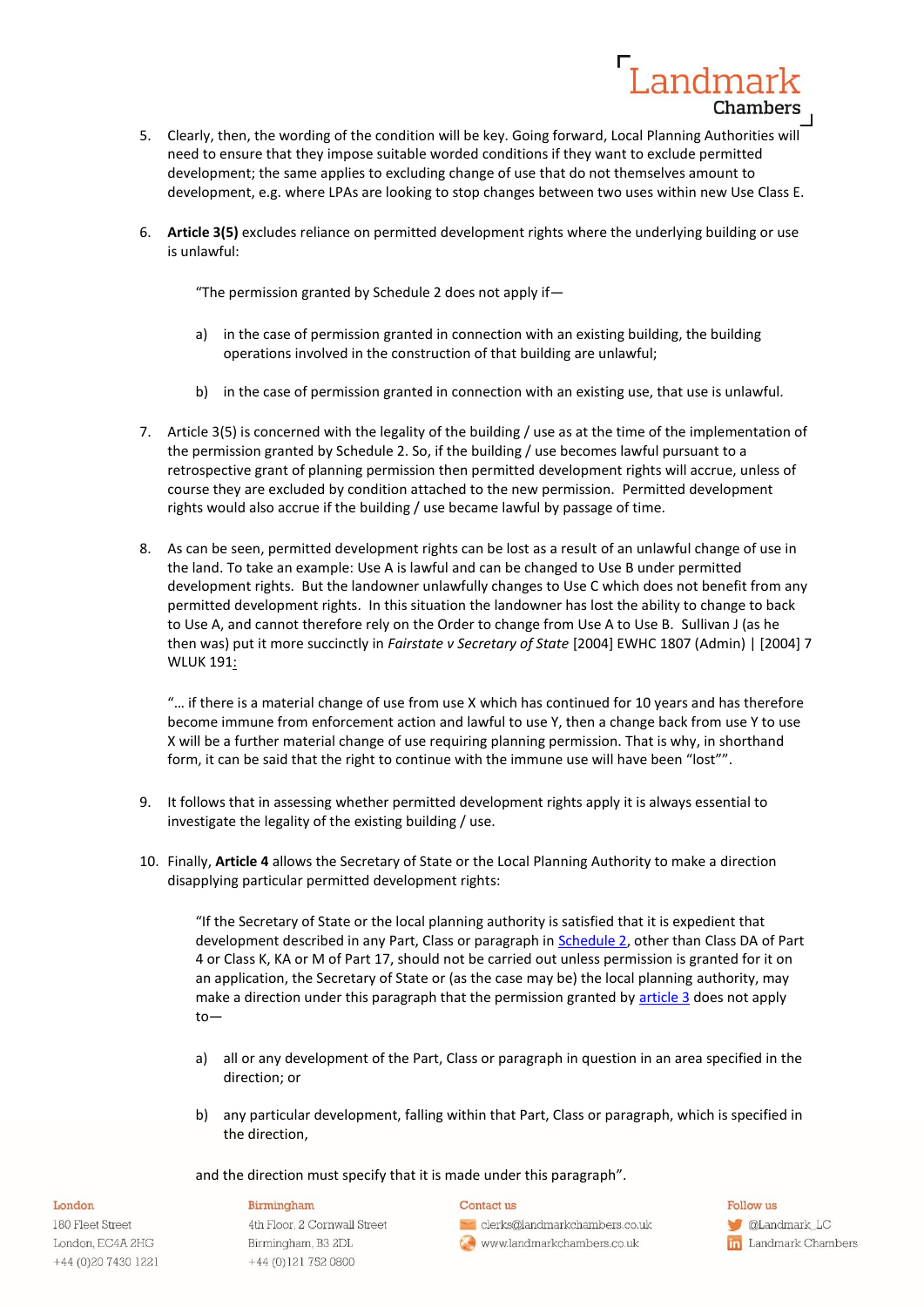5. Clearly, then, the wording of the condition will be key. Going forward, Local Planning Authorities will need to ensure that they impose suitable worded conditions if they want to exclude permitted development; the same applies to excluding change of use that do not themselves amount to development, e.g. where LPAs are looking to stop changes between two uses within new Use Class E.

6. **Article 3(5)** excludes reliance on permitted development rights where the underlying building or use is unlawful:

   "The permission granted by Schedule 2 does not apply if—

   a) in the case of permission granted in connection with an existing building, the building operations involved in the construction of that building are unlawful;

   b) in the case of permission granted in connection with an existing use, that use is unlawful.

7. Article 3(5) is concerned with the legality of the building / use as at the time of the implementation of the permission granted by Schedule 2. So, if the building / use becomes lawful pursuant to a retrospective grant of planning permission then permitted development rights will accrue, unless of course they are excluded by condition attached to the new permission. Permitted development rights would also accrue if the building / use became lawful by passage of time.

8. As can be seen, permitted development rights can be lost as a result of an unlawful change of use in the land. To take an example: Use A is lawful and can be changed to Use B under permitted development rights. But the landowner unlawfully changes to Use C which does not benefit from any permitted development rights. In this situation the landowner has lost the ability to change to back to Use A, and cannot therefore rely on the Order to change from Use A to Use B. Sullivan J (as he then was) put it more succinctly in *Fairstate v Secretary of State* [2004] EWHC 1807 (Admin) | [2004] 7 WLUK 191:

   "… if there is a material change of use from use X which has continued for 10 years and has therefore become immune from enforcement action and lawful to use Y, then a change back from use Y to use X will be a further material change of use requiring planning permission. That is why, in shorthand form, it can be said that the right to continue with the immune use will have been "lost"".

9. It follows that in assessing whether permitted development rights apply it is always essential to investigate the legality of the existing building / use.

10. Finally, **Article 4** allows the Secretary of State or the Local Planning Authority to make a direction disapplying particular permitted development rights:

    "If the Secretary of State or the local planning authority is satisfied that it is expedient that development described in any Part, Class or paragraph in Schedule 2, other than Class DA of Part 4 or Class K, KA or M of Part 17, should not be carried out unless permission is granted for it on an application, the Secretary of State or (as the case may be) the local planning authority, may make a direction under this paragraph that the permission granted by article 3 does not apply to—

    a) all or any development of the Part, Class or paragraph in question in an area specified in the direction; or

    b) any particular development, falling within that Part, Class or paragraph, which is specified in the direction,

    and the direction must specify that it is made under this paragraph".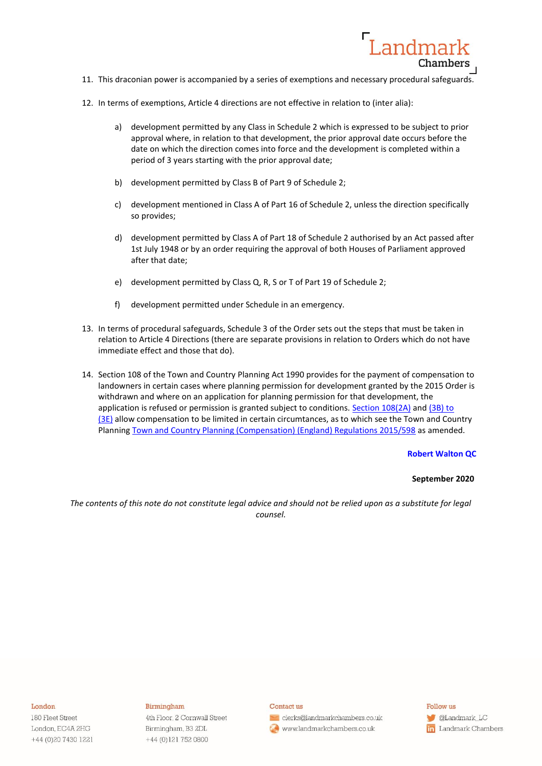11. This draconian power is accompanied by a series of exemptions and necessary procedural safeguards.

12. In terms of exemptions, Article 4 directions are not effective in relation to (inter alia):

    a) development permitted by any Class in Schedule 2 which is expressed to be subject to prior approval where, in relation to that development, the prior approval date occurs before the date on which the direction comes into force and the development is completed within a period of 3 years starting with the prior approval date;

    b) development permitted by Class B of Part 9 of Schedule 2;

    c) development mentioned in Class A of Part 16 of Schedule 2, unless the direction specifically so provides;

    d) development permitted by Class A of Part 18 of Schedule 2 authorised by an Act passed after 1st July 1948 or by an order requiring the approval of both Houses of Parliament approved after that date;

    e) development permitted by Class Q, R, S or T of Part 19 of Schedule 2;

    f) development permitted under Schedule in an emergency.

13. In terms of procedural safeguards, Schedule 3 of the Order sets out the steps that must be taken in relation to Article 4 Directions (there are separate provisions in relation to Orders which do not have immediate effect and those that do).

14. Section 108 of the Town and Country Planning Act 1990 provides for the payment of compensation to landowners in certain cases where planning permission for development granted by the 2015 Order is withdrawn and where on an application for planning permission for that development, the application is refused or permission is granted subject to conditions. Section 108(2A) and (3B) to (3E) allow compensation to be limited in certain circumstances, as to which see the Town and Country Planning Town and Country Planning (Compensation) (England) Regulations 2015/598 as amended.

**Robert Walton QC**

**September 2020**

*The contents of this note do not constitute legal advice and should not be relied upon as a substitute for legal counsel.*